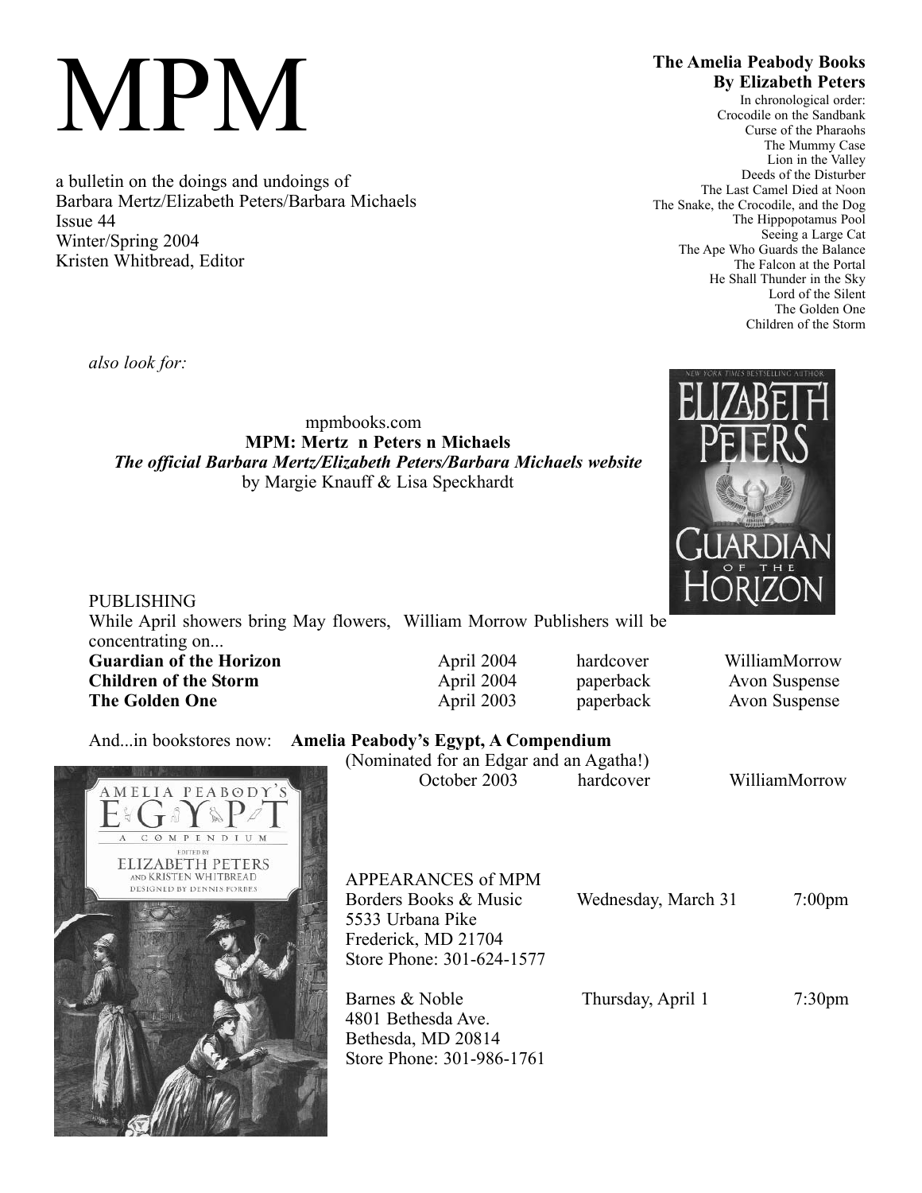# MPM

a bulletin on the doings and undoings of
Barbara Mertz/Elizabeth Peters/Barbara Michaels
Issue 44
Winter/Spring 2004
Kristen Whitbread, Editor

**The Amelia Peabody Books**
**By Elizabeth Peters**

In chronological order:
Crocodile on the Sandbank
Curse of the Pharaohs
The Mummy Case
Lion in the Valley
Deeds of the Disturber
The Last Camel Died at Noon
The Snake, the Crocodile, and the Dog
The Hippopotamus Pool
Seeing a Large Cat
The Ape Who Guards the Balance
The Falcon at the Portal
He Shall Thunder in the Sky
Lord of the Silent
The Golden One
Children of the Storm

*also look for:*

mpmbooks.com
**MPM: Mertz n Peters n Michaels**
***The official Barbara Mertz/Elizabeth Peters/Barbara Michaels website***
by Margie Knauff & Lisa Speckhardt

PUBLISHING

While April showers bring May flowers, William Morrow Publishers will be concentrating on...

| | | | |
|---|---|---|---|
| **Guardian of the Horizon** | April 2004 | hardcover | WilliamMorrow |
| **Children of the Storm** | April 2004 | paperback | Avon Suspense |
| **The Golden One** | April 2003 | paperback | Avon Suspense |

And...in bookstores now: **Amelia Peabody's Egypt, A Compendium**
(Nominated for an Edgar and an Agatha!)
October 2003 hardcover WilliamMorrow

APPEARANCES of MPM

| | | |
|---|---|---|
| Borders Books & Music<br>5533 Urbana Pike<br>Frederick, MD 21704<br>Store Phone: 301-624-1577 | Wednesday, March 31 | 7:00pm |
| Barnes & Noble<br>4801 Bethesda Ave.<br>Bethesda, MD 20814<br>Store Phone: 301-986-1761 | Thursday, April 1 | 7:30pm |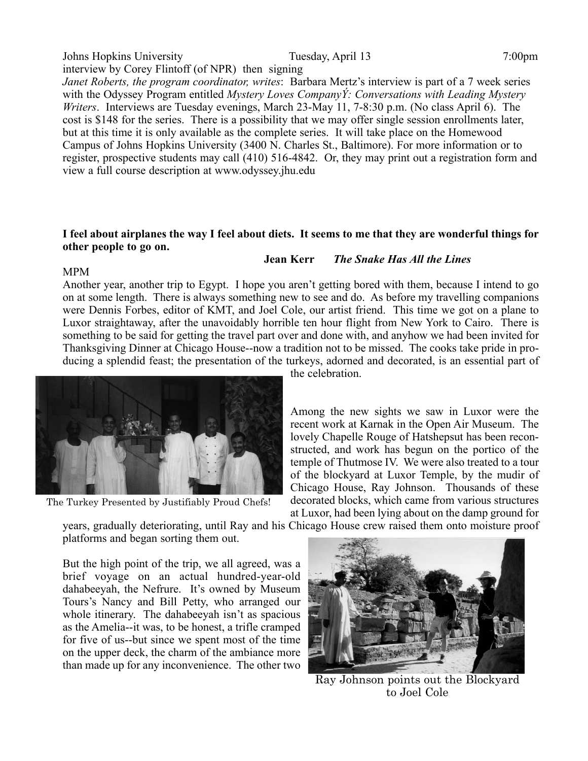Johns Hopkins University Tuesday, April 13 7:00pm
interview by Corey Flintoff (of NPR) then signing

*Janet Roberts, the program coordinator, writes*: Barbara Mertz's interview is part of a 7 week series with the Odyssey Program entitled *Mystery Loves CompanyÝ: Conversations with Leading Mystery Writers*. Interviews are Tuesday evenings, March 23-May 11, 7-8:30 p.m. (No class April 6). The cost is $148 for the series. There is a possibility that we may offer single session enrollments later, but at this time it is only available as the complete series. It will take place on the Homewood Campus of Johns Hopkins University (3400 N. Charles St., Baltimore). For more information or to register, prospective students may call (410) 516-4842. Or, they may print out a registration form and view a full course description at www.odyssey.jhu.edu

**I feel about airplanes the way I feel about diets. It seems to me that they are wonderful things for other people to go on.**

**Jean Kerr** ***The Snake Has All the Lines***

MPM

Another year, another trip to Egypt. I hope you aren't getting bored with them, because I intend to go on at some length. There is always something new to see and do. As before my travelling companions were Dennis Forbes, editor of KMT, and Joel Cole, our artist friend. This time we got on a plane to Luxor straightaway, after the unavoidably horrible ten hour flight from New York to Cairo. There is something to be said for getting the travel part over and done with, and anyhow we had been invited for Thanksgiving Dinner at Chicago House--now a tradition not to be missed. The cooks take pride in producing a splendid feast; the presentation of the turkeys, adorned and decorated, is an essential part of the celebration.

The Turkey Presented by Justifiably Proud Chefs!

Among the new sights we saw in Luxor were the recent work at Karnak in the Open Air Museum. The lovely Chapelle Rouge of Hatshepsut has been reconstructed, and work has begun on the portico of the temple of Thutmose IV. We were also treated to a tour of the blockyard at Luxor Temple, by the mudir of Chicago House, Ray Johnson. Thousands of these decorated blocks, which came from various structures at Luxor, had been lying about on the damp ground for years, gradually deteriorating, until Ray and his Chicago House crew raised them onto moisture proof platforms and began sorting them out.

But the high point of the trip, we all agreed, was a brief voyage on an actual hundred-year-old dahabeeyah, the Nefrure. It's owned by Museum Tours's Nancy and Bill Petty, who arranged our whole itinerary. The dahabeeyah isn't as spacious as the Amelia--it was, to be honest, a trifle cramped for five of us--but since we spent most of the time on the upper deck, the charm of the ambiance more than made up for any inconvenience. The other two

Ray Johnson points out the Blockyard to Joel Cole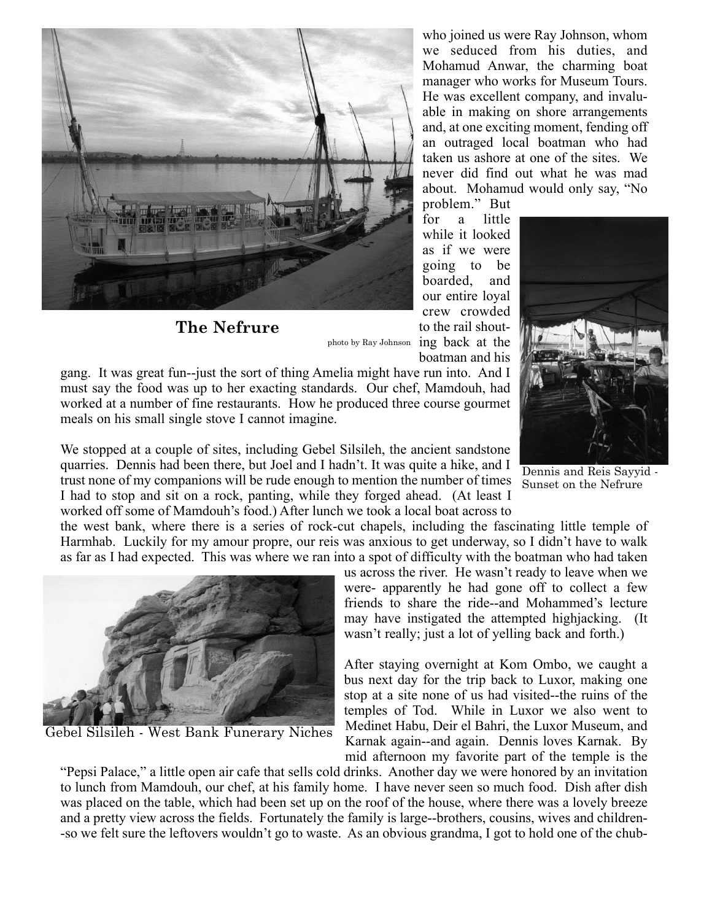who joined us were Ray Johnson, whom we seduced from his duties, and Mohamud Anwar, the charming boat manager who works for Museum Tours. He was excellent company, and invaluable in making on shore arrangements and, at one exciting moment, fending off an outraged local boatman who had taken us ashore at one of the sites. We never did find out what he was mad about. Mohamud would only say, "No problem." But for a little while it looked as if we were going to be boarded, and our entire loyal crew crowded to the rail shouting back at the boatman and his gang. It was great fun--just the sort of thing Amelia might have run into. And I must say the food was up to her exacting standards. Our chef, Mamdouh, had worked at a number of fine restaurants. How he produced three course gourmet meals on his small single stove I cannot imagine.

**The Nefrure**

photo by Ray Johnson

Dennis and Reis Sayyid - Sunset on the Nefrure

We stopped at a couple of sites, including Gebel Silsileh, the ancient sandstone quarries. Dennis had been there, but Joel and I hadn't. It was quite a hike, and I trust none of my companions will be rude enough to mention the number of times I had to stop and sit on a rock, panting, while they forged ahead. (At least I worked off some of Mamdouh's food.) After lunch we took a local boat across to the west bank, where there is a series of rock-cut chapels, including the fascinating little temple of Harmhab. Luckily for my amour propre, our reis was anxious to get underway, so I didn't have to walk as far as I had expected. This was where we ran into a spot of difficulty with the boatman who had taken us across the river. He wasn't ready to leave when we were- apparently he had gone off to collect a few friends to share the ride--and Mohammed's lecture may have instigated the attempted highjacking. (It wasn't really; just a lot of yelling back and forth.)

Gebel Silsileh - West Bank Funerary Niches

After staying overnight at Kom Ombo, we caught a bus next day for the trip back to Luxor, making one stop at a site none of us had visited--the ruins of the temples of Tod. While in Luxor we also went to Medinet Habu, Deir el Bahri, the Luxor Museum, and Karnak again--and again. Dennis loves Karnak. By mid afternoon my favorite part of the temple is the "Pepsi Palace," a little open air cafe that sells cold drinks. Another day we were honored by an invitation to lunch from Mamdouh, our chef, at his family home. I have never seen so much food. Dish after dish was placed on the table, which had been set up on the roof of the house, where there was a lovely breeze and a pretty view across the fields. Fortunately the family is large--brothers, cousins, wives and children--so we felt sure the leftovers wouldn't go to waste. As an obvious grandma, I got to hold one of the chub-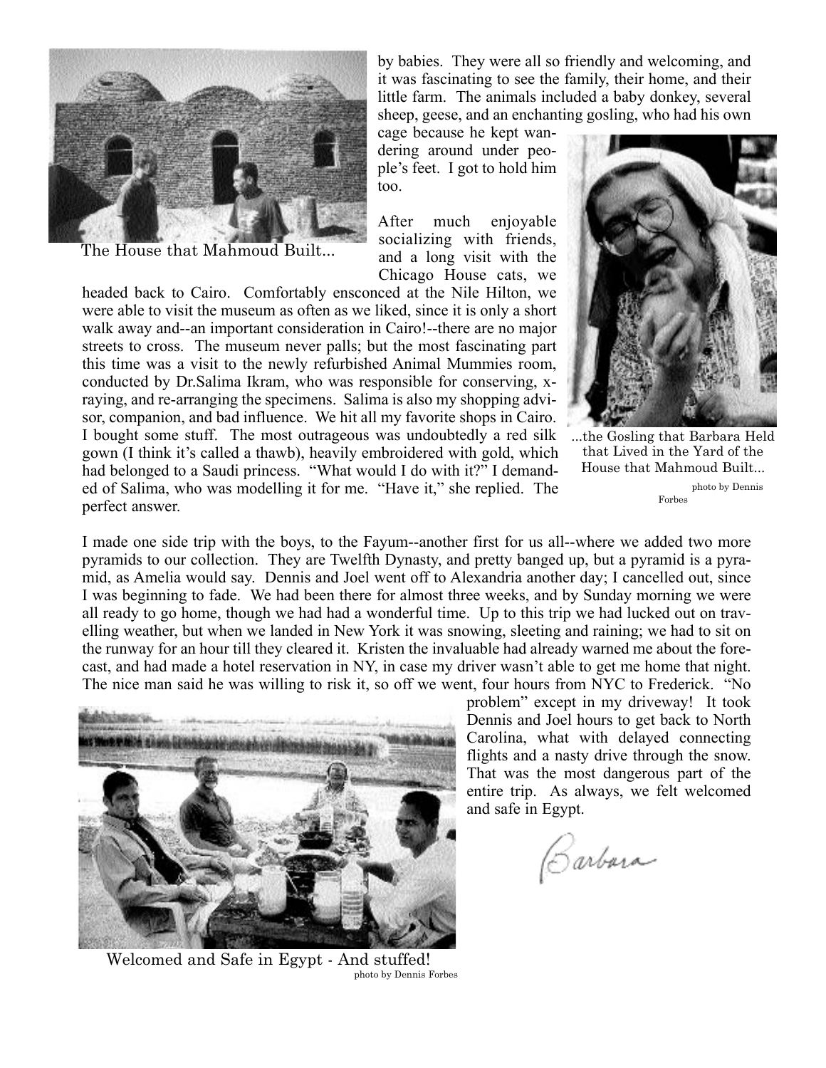The House that Mahmoud Built...

by babies. They were all so friendly and welcoming, and it was fascinating to see the family, their home, and their little farm. The animals included a baby donkey, several sheep, geese, and an enchanting gosling, who had his own cage because he kept wandering around under people's feet. I got to hold him too.

After much enjoyable socializing with friends, and a long visit with the Chicago House cats, we headed back to Cairo. Comfortably ensconced at the Nile Hilton, we were able to visit the museum as often as we liked, since it is only a short walk away and--an important consideration in Cairo!--there are no major streets to cross. The museum never palls; but the most fascinating part this time was a visit to the newly refurbished Animal Mummies room, conducted by Dr.Salima Ikram, who was responsible for conserving, x-raying, and re-arranging the specimens. Salima is also my shopping advisor, companion, and bad influence. We hit all my favorite shops in Cairo. I bought some stuff. The most outrageous was undoubtedly a red silk gown (I think it's called a thawb), heavily embroidered with gold, which had belonged to a Saudi princess. "What would I do with it?" I demanded of Salima, who was modelling it for me. "Have it," she replied. The perfect answer.

...the Gosling that Barbara Held that Lived in the Yard of the House that Mahmoud Built...

photo by Dennis Forbes

I made one side trip with the boys, to the Fayum--another first for us all--where we added two more pyramids to our collection. They are Twelfth Dynasty, and pretty banged up, but a pyramid is a pyramid, as Amelia would say. Dennis and Joel went off to Alexandria another day; I cancelled out, since I was beginning to fade. We had been there for almost three weeks, and by Sunday morning we were all ready to go home, though we had had a wonderful time. Up to this trip we had lucked out on travelling weather, but when we landed in New York it was snowing, sleeting and raining; we had to sit on the runway for an hour till they cleared it. Kristen the invaluable had already warned me about the forecast, and had made a hotel reservation in NY, in case my driver wasn't able to get me home that night. The nice man said he was willing to risk it, so off we went, four hours from NYC to Frederick. "No problem" except in my driveway! It took Dennis and Joel hours to get back to North Carolina, what with delayed connecting flights and a nasty drive through the snow. That was the most dangerous part of the entire trip. As always, we felt welcomed and safe in Egypt.

Barbara

Welcomed and Safe in Egypt - And stuffed!

photo by Dennis Forbes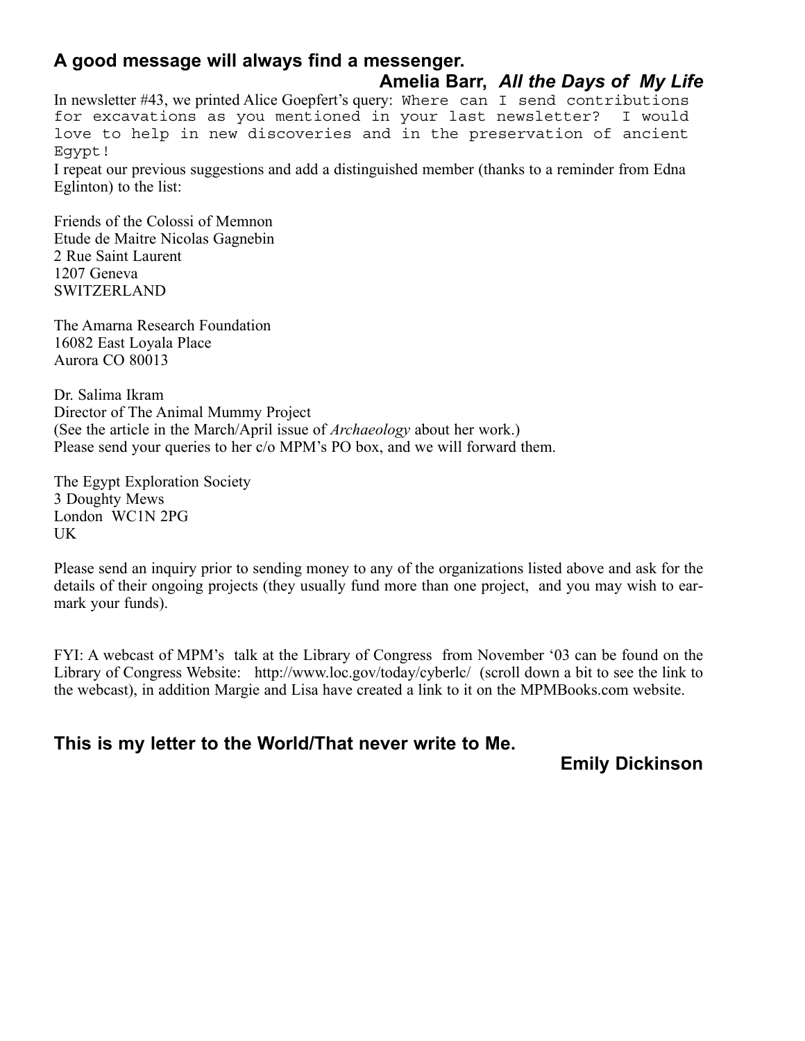**A good message will always find a messenger.**

**Amelia Barr, *All the Days of My Life***

In newsletter #43, we printed Alice Goepfert's query: `Where can I send contributions for excavations as you mentioned in your last newsletter? I would love to help in new discoveries and in the preservation of ancient Egypt!`

I repeat our previous suggestions and add a distinguished member (thanks to a reminder from Edna Eglinton) to the list:

Friends of the Colossi of Memnon
Etude de Maitre Nicolas Gagnebin
2 Rue Saint Laurent
1207 Geneva
SWITZERLAND

The Amarna Research Foundation
16082 East Loyala Place
Aurora CO 80013

Dr. Salima Ikram
Director of The Animal Mummy Project
(See the article in the March/April issue of *Archaeology* about her work.)
Please send your queries to her c/o MPM's PO box, and we will forward them.

The Egypt Exploration Society
3 Doughty Mews
London WC1N 2PG
UK

Please send an inquiry prior to sending money to any of the organizations listed above and ask for the details of their ongoing projects (they usually fund more than one project, and you may wish to earmark your funds).

FYI: A webcast of MPM's talk at the Library of Congress from November '03 can be found on the Library of Congress Website: http://www.loc.gov/today/cyberlc/ (scroll down a bit to see the link to the webcast), in addition Margie and Lisa have created a link to it on the MPMBooks.com website.

**This is my letter to the World/That never write to Me.**

**Emily Dickinson**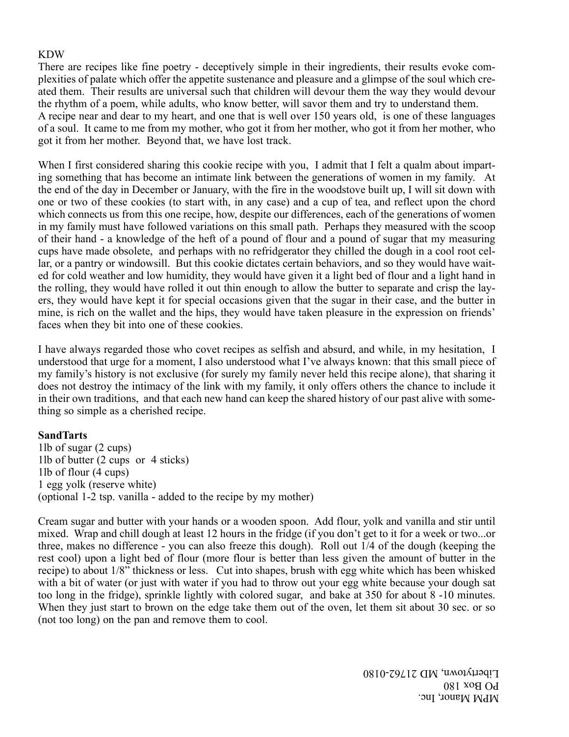KDW

There are recipes like fine poetry - deceptively simple in their ingredients, their results evoke complexities of palate which offer the appetite sustenance and pleasure and a glimpse of the soul which created them. Their results are universal such that children will devour them the way they would devour the rhythm of a poem, while adults, who know better, will savor them and try to understand them.
A recipe near and dear to my heart, and one that is well over 150 years old, is one of these languages of a soul. It came to me from my mother, who got it from her mother, who got it from her mother, who got it from her mother. Beyond that, we have lost track.

When I first considered sharing this cookie recipe with you, I admit that I felt a qualm about imparting something that has become an intimate link between the generations of women in my family. At the end of the day in December or January, with the fire in the woodstove built up, I will sit down with one or two of these cookies (to start with, in any case) and a cup of tea, and reflect upon the chord which connects us from this one recipe, how, despite our differences, each of the generations of women in my family must have followed variations on this small path. Perhaps they measured with the scoop of their hand - a knowledge of the heft of a pound of flour and a pound of sugar that my measuring cups have made obsolete, and perhaps with no refridgerator they chilled the dough in a cool root cellar, or a pantry or windowsill. But this cookie dictates certain behaviors, and so they would have waited for cold weather and low humidity, they would have given it a light bed of flour and a light hand in the rolling, they would have rolled it out thin enough to allow the butter to separate and crisp the layers, they would have kept it for special occasions given that the sugar in their case, and the butter in mine, is rich on the wallet and the hips, they would have taken pleasure in the expression on friends' faces when they bit into one of these cookies.

I have always regarded those who covet recipes as selfish and absurd, and while, in my hesitation, I understood that urge for a moment, I also understood what I've always known: that this small piece of my family's history is not exclusive (for surely my family never held this recipe alone), that sharing it does not destroy the intimacy of the link with my family, it only offers others the chance to include it in their own traditions, and that each new hand can keep the shared history of our past alive with something so simple as a cherished recipe.

**SandTarts**

1lb of sugar (2 cups)
1lb of butter (2 cups or 4 sticks)
1lb of flour (4 cups)
1 egg yolk (reserve white)
(optional 1-2 tsp. vanilla - added to the recipe by my mother)

Cream sugar and butter with your hands or a wooden spoon. Add flour, yolk and vanilla and stir until mixed. Wrap and chill dough at least 12 hours in the fridge (if you don't get to it for a week or two...or three, makes no difference - you can also freeze this dough). Roll out 1/4 of the dough (keeping the rest cool) upon a light bed of flour (more flour is better than less given the amount of butter in the recipe) to about 1/8" thickness or less. Cut into shapes, brush with egg white which has been whisked with a bit of water (or just with water if you had to throw out your egg white because your dough sat too long in the fridge), sprinkle lightly with colored sugar, and bake at 350 for about 8 -10 minutes. When they just start to brown on the edge take them out of the oven, let them sit about 30 sec. or so (not too long) on the pan and remove them to cool.

MPM Manor, Inc.
PO Box 180
Libertytown, MD 21762-0180